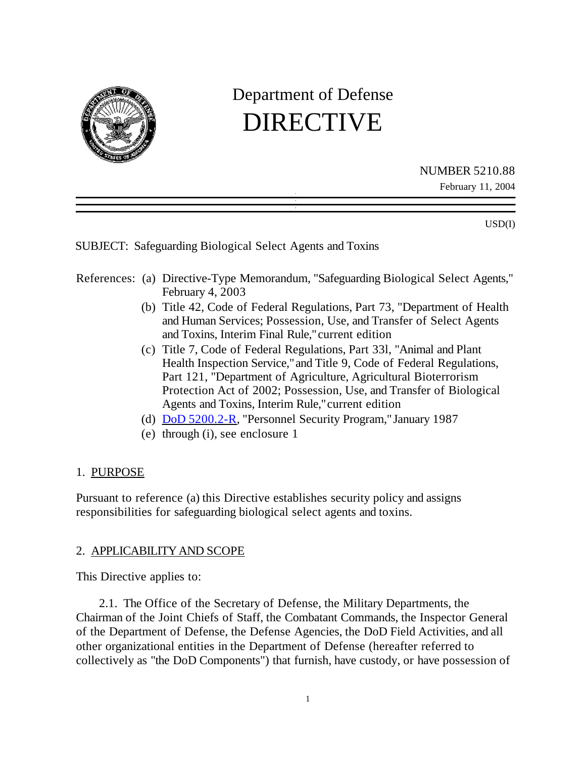# Department of Defense
# DIRECTIVE

NUMBER 5210.88
February 11, 2004

USD(I)

SUBJECT: Safeguarding Biological Select Agents and Toxins

References:
- (a) Directive-Type Memorandum, "Safeguarding Biological Select Agents," February 4, 2003
- (b) Title 42, Code of Federal Regulations, Part 73, "Department of Health and Human Services; Possession, Use, and Transfer of Select Agents and Toxins, Interim Final Rule," current edition
- (c) Title 7, Code of Federal Regulations, Part 33l, "Animal and Plant Health Inspection Service," and Title 9, Code of Federal Regulations, Part 121, "Department of Agriculture, Agricultural Bioterrorism Protection Act of 2002; Possession, Use, and Transfer of Biological Agents and Toxins, Interim Rule," current edition
- (d) DoD 5200.2-R, "Personnel Security Program," January 1987
- (e) through (i), see enclosure 1

## 1. PURPOSE

Pursuant to reference (a) this Directive establishes security policy and assigns responsibilities for safeguarding biological select agents and toxins.

## 2. APPLICABILITY AND SCOPE

This Directive applies to:

2.1. The Office of the Secretary of Defense, the Military Departments, the Chairman of the Joint Chiefs of Staff, the Combatant Commands, the Inspector General of the Department of Defense, the Defense Agencies, the DoD Field Activities, and all other organizational entities in the Department of Defense (hereafter referred to collectively as "the DoD Components") that furnish, have custody, or have possession of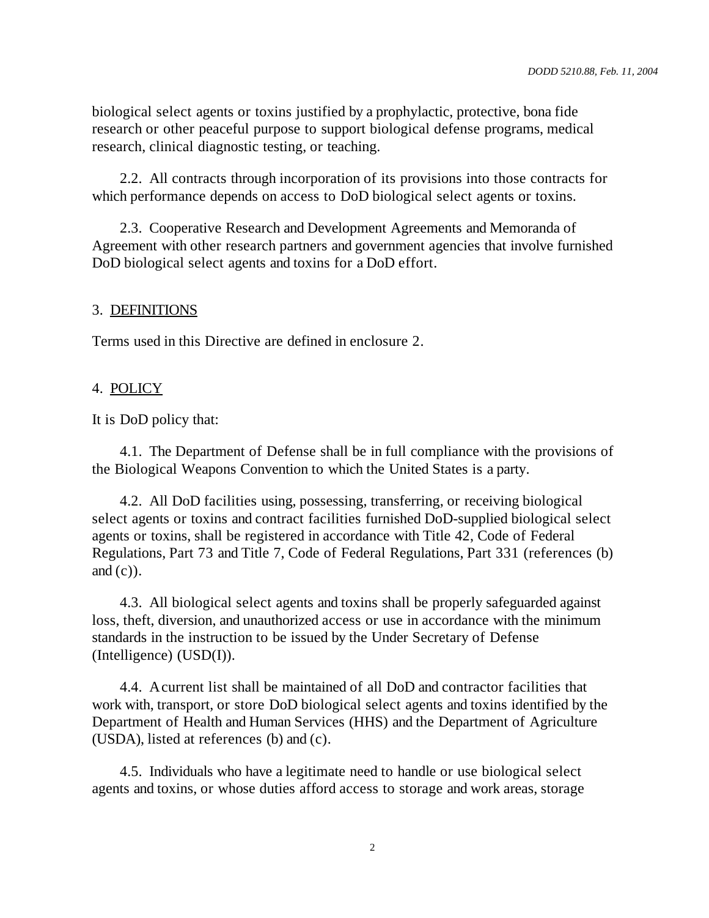biological select agents or toxins justified by a prophylactic, protective, bona fide research or other peaceful purpose to support biological defense programs, medical research, clinical diagnostic testing, or teaching.

2.2. All contracts through incorporation of its provisions into those contracts for which performance depends on access to DoD biological select agents or toxins.

2.3. Cooperative Research and Development Agreements and Memoranda of Agreement with other research partners and government agencies that involve furnished DoD biological select agents and toxins for a DoD effort.

## 3. DEFINITIONS

Terms used in this Directive are defined in enclosure 2.

## 4. POLICY

It is DoD policy that:

4.1. The Department of Defense shall be in full compliance with the provisions of the Biological Weapons Convention to which the United States is a party.

4.2. All DoD facilities using, possessing, transferring, or receiving biological select agents or toxins and contract facilities furnished DoD-supplied biological select agents or toxins, shall be registered in accordance with Title 42, Code of Federal Regulations, Part 73 and Title 7, Code of Federal Regulations, Part 331 (references (b) and (c)).

4.3. All biological select agents and toxins shall be properly safeguarded against loss, theft, diversion, and unauthorized access or use in accordance with the minimum standards in the instruction to be issued by the Under Secretary of Defense (Intelligence) (USD(I)).

4.4. A current list shall be maintained of all DoD and contractor facilities that work with, transport, or store DoD biological select agents and toxins identified by the Department of Health and Human Services (HHS) and the Department of Agriculture (USDA), listed at references (b) and (c).

4.5. Individuals who have a legitimate need to handle or use biological select agents and toxins, or whose duties afford access to storage and work areas, storage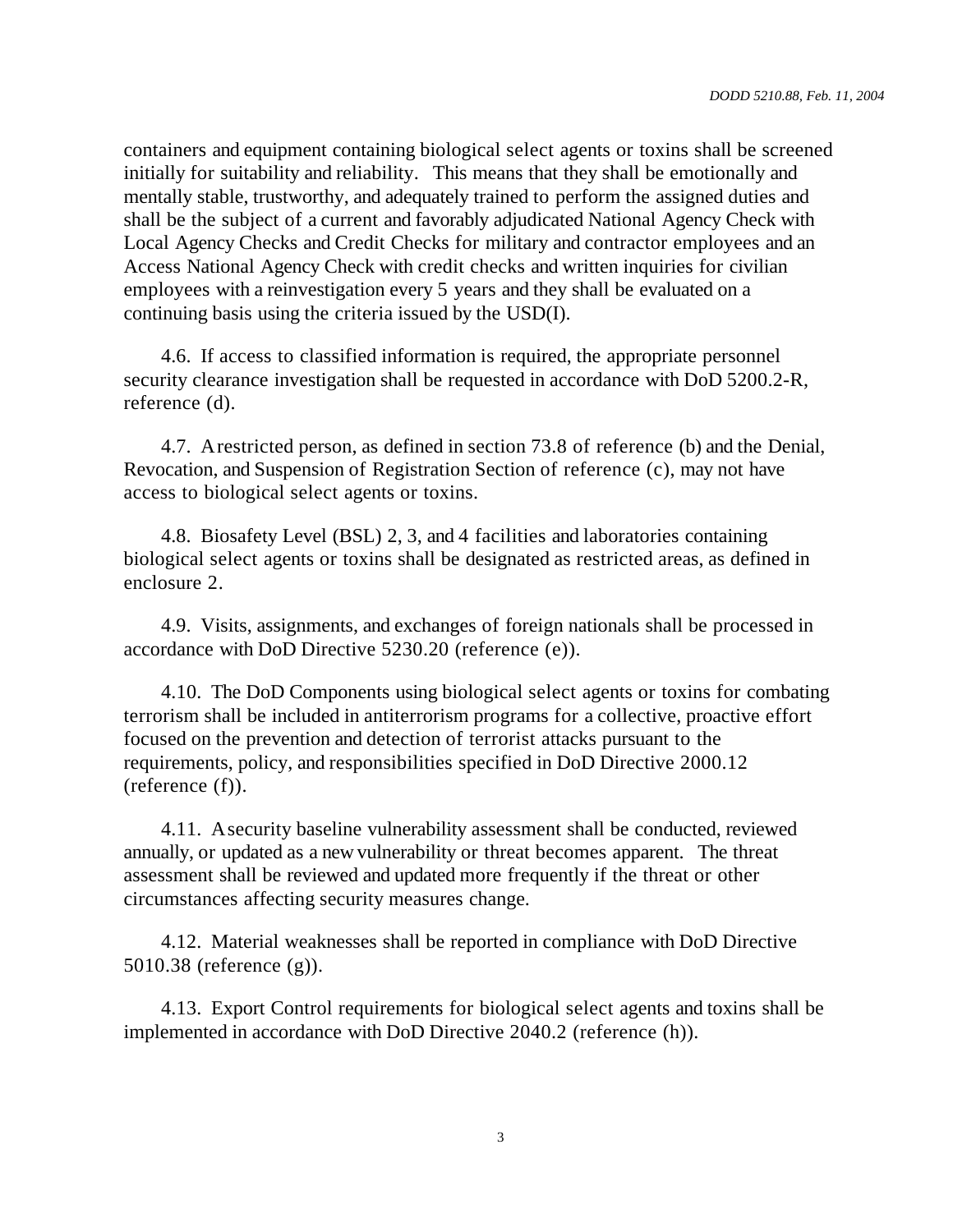containers and equipment containing biological select agents or toxins shall be screened initially for suitability and reliability. This means that they shall be emotionally and mentally stable, trustworthy, and adequately trained to perform the assigned duties and shall be the subject of a current and favorably adjudicated National Agency Check with Local Agency Checks and Credit Checks for military and contractor employees and an Access National Agency Check with credit checks and written inquiries for civilian employees with a reinvestigation every 5 years and they shall be evaluated on a continuing basis using the criteria issued by the USD(I).

4.6. If access to classified information is required, the appropriate personnel security clearance investigation shall be requested in accordance with DoD 5200.2-R, reference (d).

4.7. A restricted person, as defined in section 73.8 of reference (b) and the Denial, Revocation, and Suspension of Registration Section of reference (c), may not have access to biological select agents or toxins.

4.8. Biosafety Level (BSL) 2, 3, and 4 facilities and laboratories containing biological select agents or toxins shall be designated as restricted areas, as defined in enclosure 2.

4.9. Visits, assignments, and exchanges of foreign nationals shall be processed in accordance with DoD Directive 5230.20 (reference (e)).

4.10. The DoD Components using biological select agents or toxins for combating terrorism shall be included in antiterrorism programs for a collective, proactive effort focused on the prevention and detection of terrorist attacks pursuant to the requirements, policy, and responsibilities specified in DoD Directive 2000.12 (reference (f)).

4.11. A security baseline vulnerability assessment shall be conducted, reviewed annually, or updated as a new vulnerability or threat becomes apparent. The threat assessment shall be reviewed and updated more frequently if the threat or other circumstances affecting security measures change.

4.12. Material weaknesses shall be reported in compliance with DoD Directive 5010.38 (reference (g)).

4.13. Export Control requirements for biological select agents and toxins shall be implemented in accordance with DoD Directive 2040.2 (reference (h)).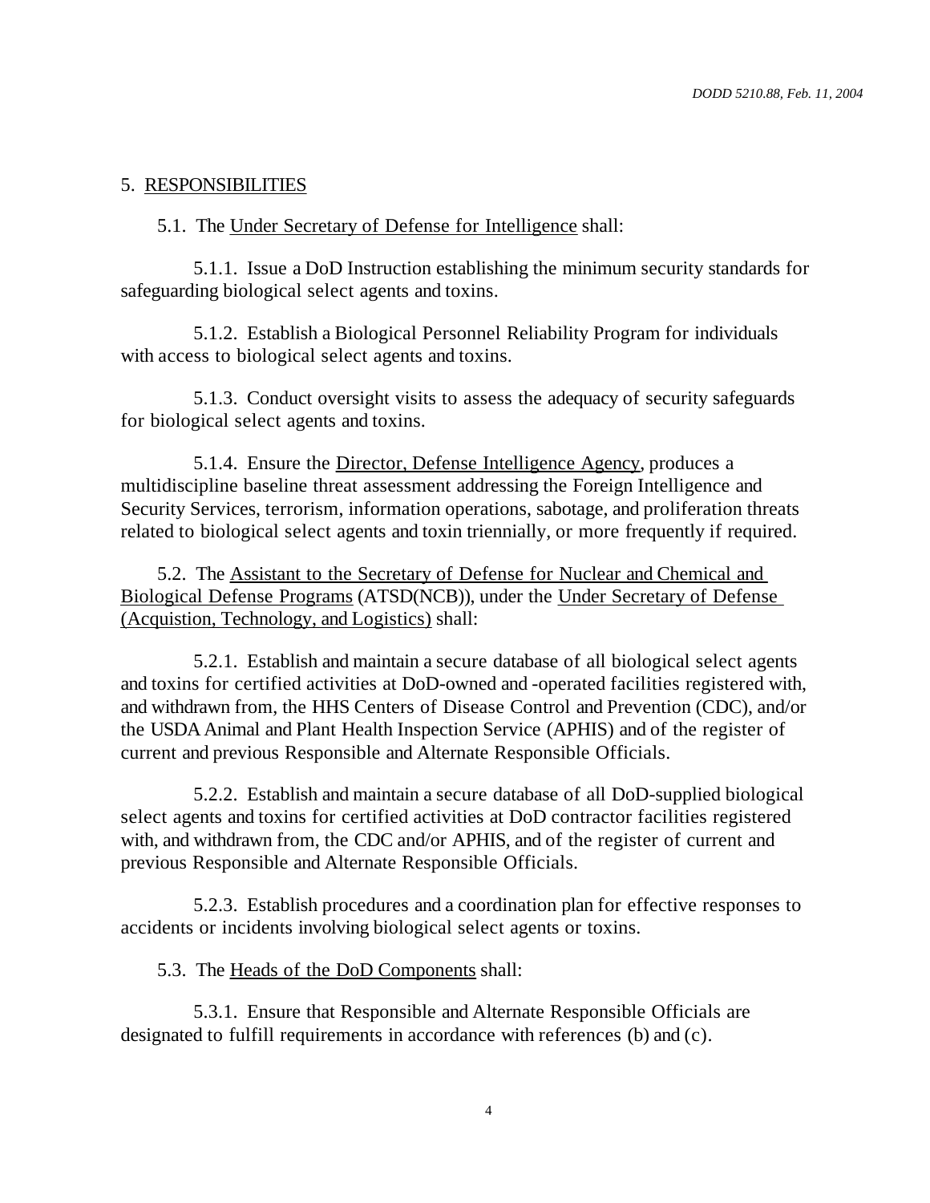## 5. RESPONSIBILITIES

5.1. The Under Secretary of Defense for Intelligence shall:

5.1.1. Issue a DoD Instruction establishing the minimum security standards for safeguarding biological select agents and toxins.

5.1.2. Establish a Biological Personnel Reliability Program for individuals with access to biological select agents and toxins.

5.1.3. Conduct oversight visits to assess the adequacy of security safeguards for biological select agents and toxins.

5.1.4. Ensure the Director, Defense Intelligence Agency, produces a multidiscipline baseline threat assessment addressing the Foreign Intelligence and Security Services, terrorism, information operations, sabotage, and proliferation threats related to biological select agents and toxin triennially, or more frequently if required.

5.2. The Assistant to the Secretary of Defense for Nuclear and Chemical and Biological Defense Programs (ATSD(NCB)), under the Under Secretary of Defense (Acquistion, Technology, and Logistics) shall:

5.2.1. Establish and maintain a secure database of all biological select agents and toxins for certified activities at DoD-owned and -operated facilities registered with, and withdrawn from, the HHS Centers of Disease Control and Prevention (CDC), and/or the USDA Animal and Plant Health Inspection Service (APHIS) and of the register of current and previous Responsible and Alternate Responsible Officials.

5.2.2. Establish and maintain a secure database of all DoD-supplied biological select agents and toxins for certified activities at DoD contractor facilities registered with, and withdrawn from, the CDC and/or APHIS, and of the register of current and previous Responsible and Alternate Responsible Officials.

5.2.3. Establish procedures and a coordination plan for effective responses to accidents or incidents involving biological select agents or toxins.

5.3. The Heads of the DoD Components shall:

5.3.1. Ensure that Responsible and Alternate Responsible Officials are designated to fulfill requirements in accordance with references (b) and (c).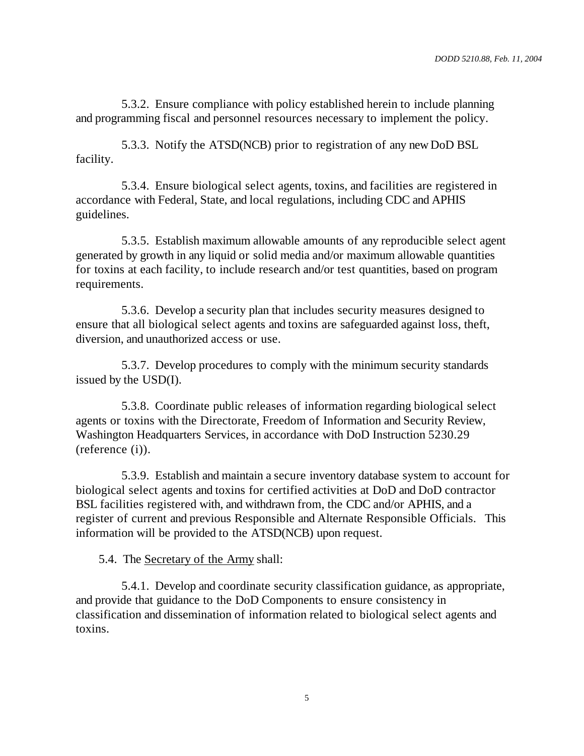5.3.2. Ensure compliance with policy established herein to include planning and programming fiscal and personnel resources necessary to implement the policy.

5.3.3. Notify the ATSD(NCB) prior to registration of any new DoD BSL facility.

5.3.4. Ensure biological select agents, toxins, and facilities are registered in accordance with Federal, State, and local regulations, including CDC and APHIS guidelines.

5.3.5. Establish maximum allowable amounts of any reproducible select agent generated by growth in any liquid or solid media and/or maximum allowable quantities for toxins at each facility, to include research and/or test quantities, based on program requirements.

5.3.6. Develop a security plan that includes security measures designed to ensure that all biological select agents and toxins are safeguarded against loss, theft, diversion, and unauthorized access or use.

5.3.7. Develop procedures to comply with the minimum security standards issued by the USD(I).

5.3.8. Coordinate public releases of information regarding biological select agents or toxins with the Directorate, Freedom of Information and Security Review, Washington Headquarters Services, in accordance with DoD Instruction 5230.29 (reference (i)).

5.3.9. Establish and maintain a secure inventory database system to account for biological select agents and toxins for certified activities at DoD and DoD contractor BSL facilities registered with, and withdrawn from, the CDC and/or APHIS, and a register of current and previous Responsible and Alternate Responsible Officials. This information will be provided to the ATSD(NCB) upon request.

5.4. The Secretary of the Army shall:

5.4.1. Develop and coordinate security classification guidance, as appropriate, and provide that guidance to the DoD Components to ensure consistency in classification and dissemination of information related to biological select agents and toxins.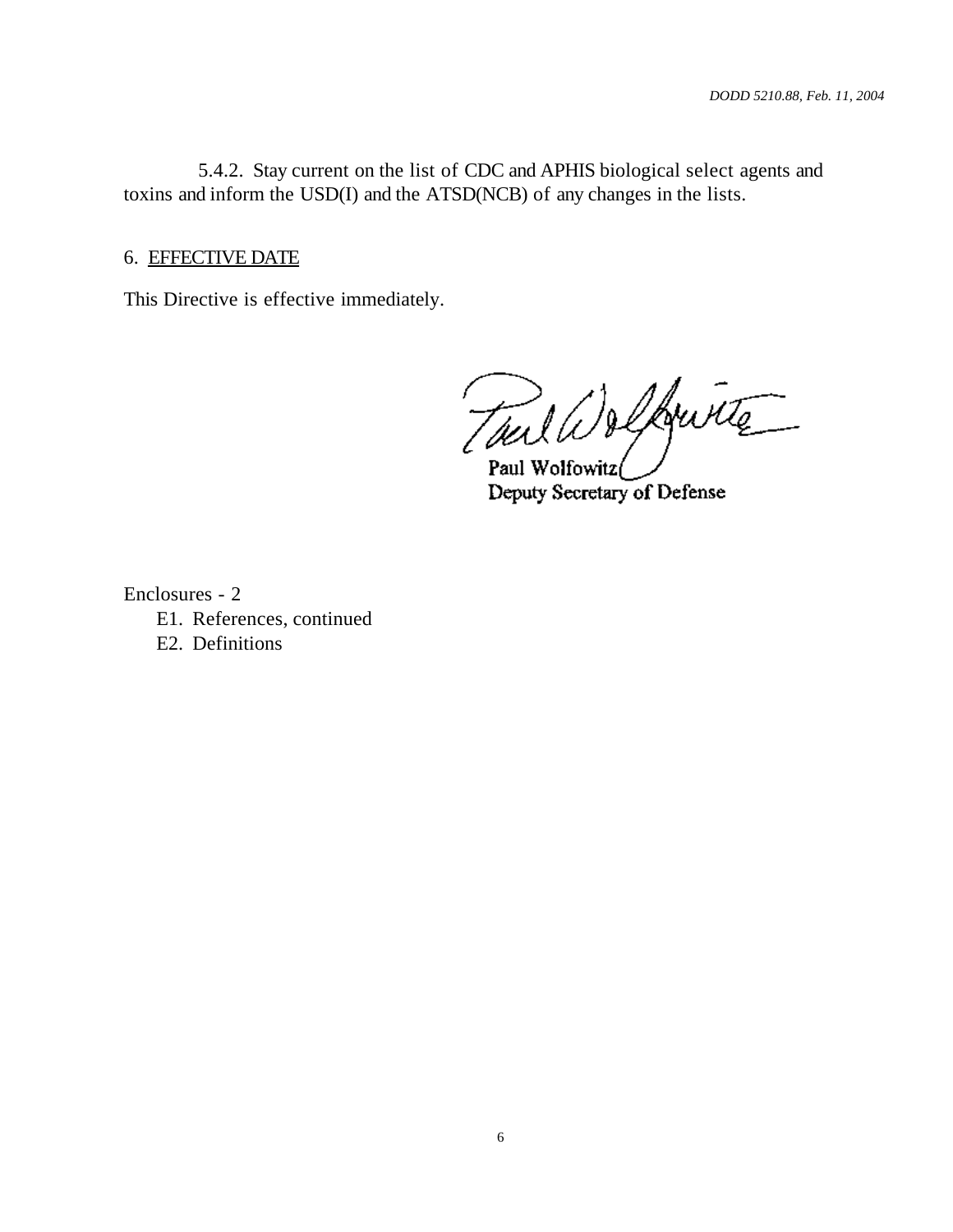5.4.2. Stay current on the list of CDC and APHIS biological select agents and toxins and inform the USD(I) and the ATSD(NCB) of any changes in the lists.

6. EFFECTIVE DATE

This Directive is effective immediately.

Paul Wolfowitz
Deputy Secretary of Defense

Enclosures - 2
- E1. References, continued
- E2. Definitions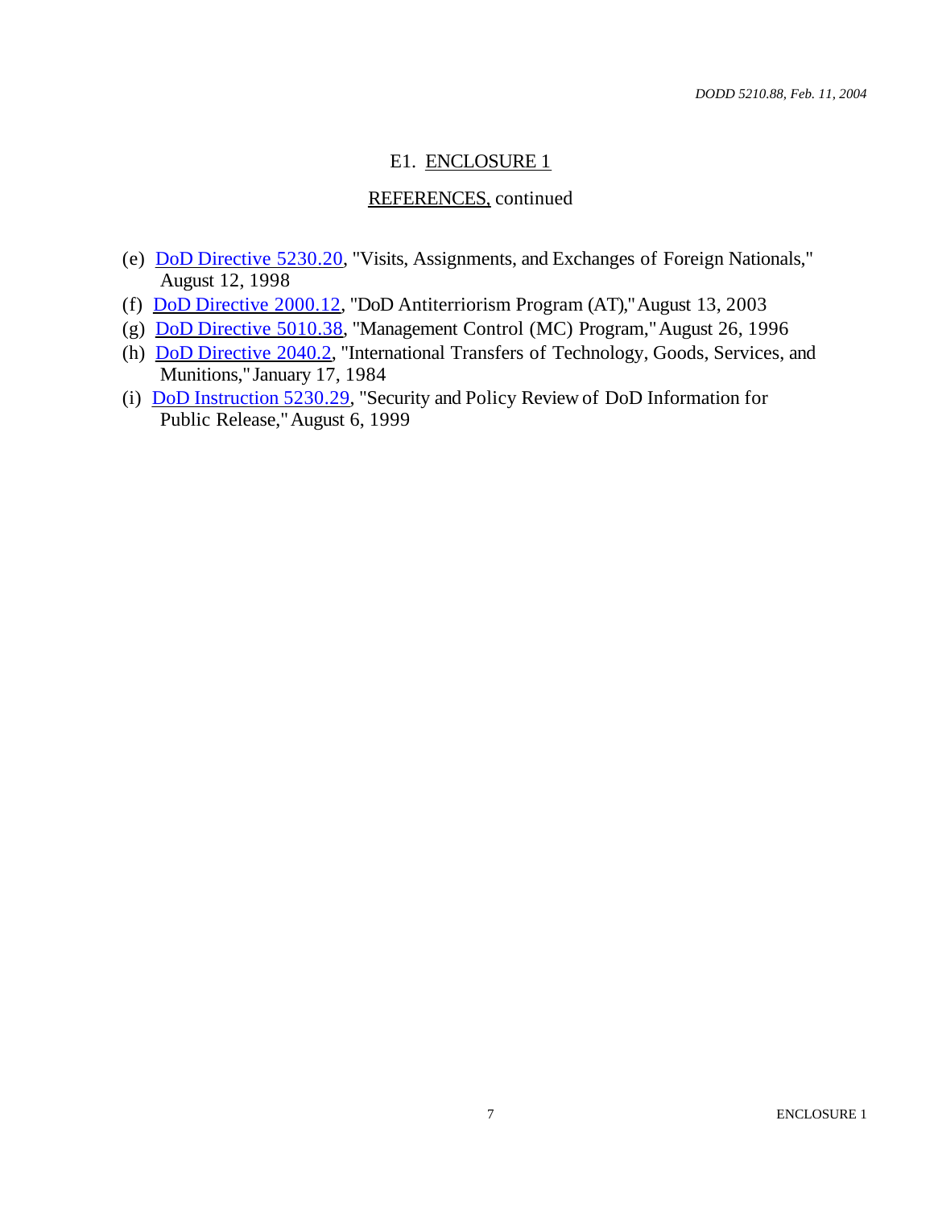## E1. ENCLOSURE 1

### REFERENCES, continued

(e) DoD Directive 5230.20, "Visits, Assignments, and Exchanges of Foreign Nationals," August 12, 1998

(f) DoD Directive 2000.12, "DoD Antiterriorism Program (AT)," August 13, 2003

(g) DoD Directive 5010.38, "Management Control (MC) Program," August 26, 1996

(h) DoD Directive 2040.2, "International Transfers of Technology, Goods, Services, and Munitions," January 17, 1984

(i) DoD Instruction 5230.29, "Security and Policy Review of DoD Information for Public Release," August 6, 1999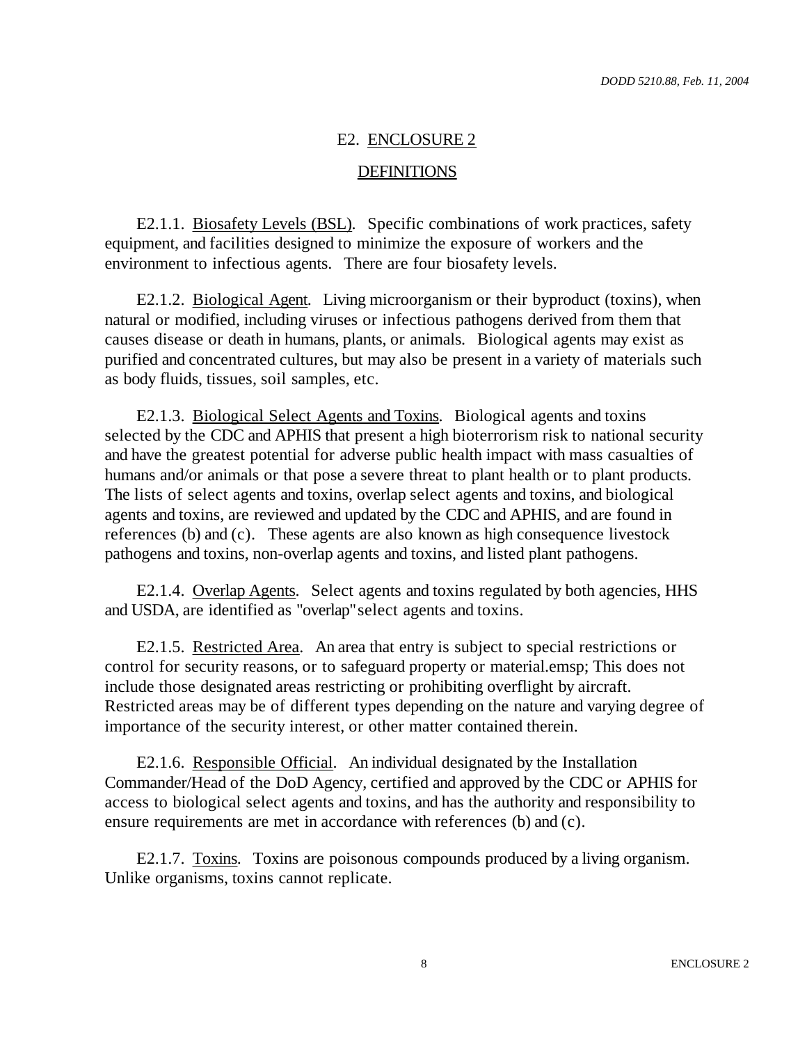## E2. ENCLOSURE 2

## DEFINITIONS

E2.1.1. Biosafety Levels (BSL). Specific combinations of work practices, safety equipment, and facilities designed to minimize the exposure of workers and the environment to infectious agents. There are four biosafety levels.

E2.1.2. Biological Agent. Living microorganism or their byproduct (toxins), when natural or modified, including viruses or infectious pathogens derived from them that causes disease or death in humans, plants, or animals. Biological agents may exist as purified and concentrated cultures, but may also be present in a variety of materials such as body fluids, tissues, soil samples, etc.

E2.1.3. Biological Select Agents and Toxins. Biological agents and toxins selected by the CDC and APHIS that present a high bioterrorism risk to national security and have the greatest potential for adverse public health impact with mass casualties of humans and/or animals or that pose a severe threat to plant health or to plant products. The lists of select agents and toxins, overlap select agents and toxins, and biological agents and toxins, are reviewed and updated by the CDC and APHIS, and are found in references (b) and (c). These agents are also known as high consequence livestock pathogens and toxins, non-overlap agents and toxins, and listed plant pathogens.

E2.1.4. Overlap Agents. Select agents and toxins regulated by both agencies, HHS and USDA, are identified as "overlap" select agents and toxins.

E2.1.5. Restricted Area. An area that entry is subject to special restrictions or control for security reasons, or to safeguard property or material.emsp; This does not include those designated areas restricting or prohibiting overflight by aircraft. Restricted areas may be of different types depending on the nature and varying degree of importance of the security interest, or other matter contained therein.

E2.1.6. Responsible Official. An individual designated by the Installation Commander/Head of the DoD Agency, certified and approved by the CDC or APHIS for access to biological select agents and toxins, and has the authority and responsibility to ensure requirements are met in accordance with references (b) and (c).

E2.1.7. Toxins. Toxins are poisonous compounds produced by a living organism. Unlike organisms, toxins cannot replicate.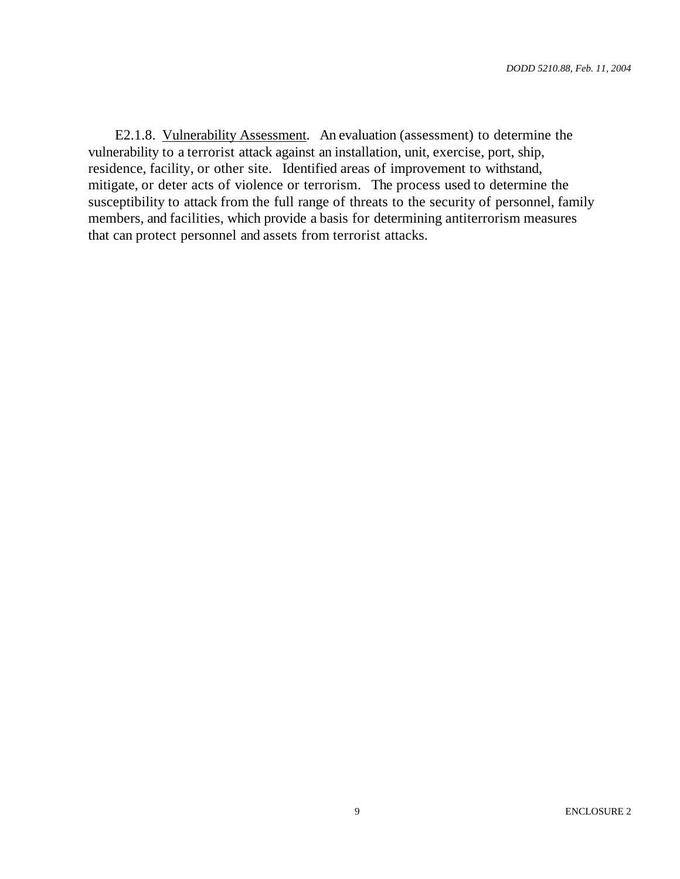E2.1.8. <u>Vulnerability Assessment</u>. An evaluation (assessment) to determine the vulnerability to a terrorist attack against an installation, unit, exercise, port, ship, residence, facility, or other site. Identified areas of improvement to withstand, mitigate, or deter acts of violence or terrorism. The process used to determine the susceptibility to attack from the full range of threats to the security of personnel, family members, and facilities, which provide a basis for determining antiterrorism measures that can protect personnel and assets from terrorist attacks.